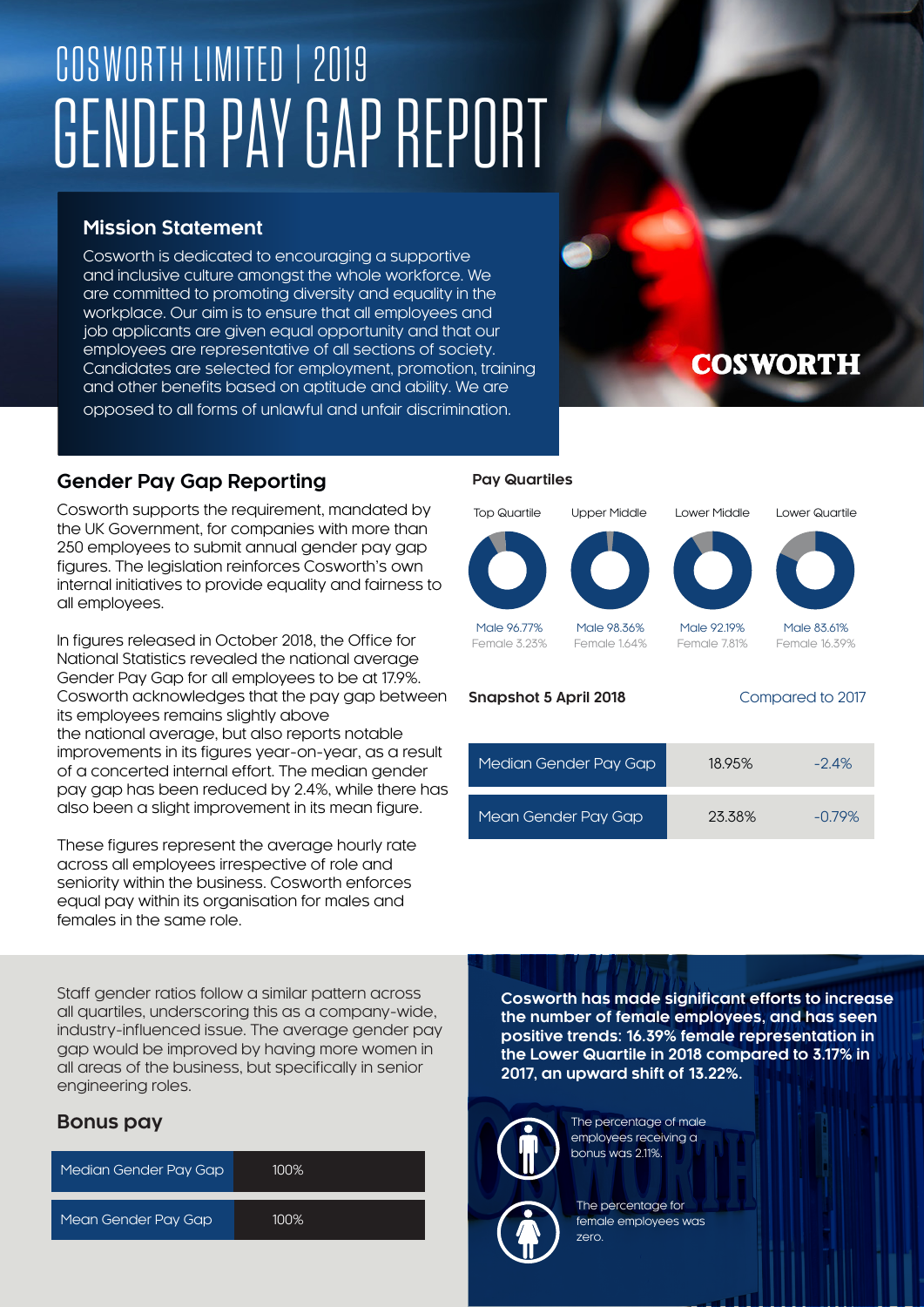# COSWORTH LIMITED | 2019

# GENDER PAY GAP REPORT

## Mission Statement

Cosworth is dedicated to encouraging a supportive and inclusive culture amongst the whole workforce. We are committed to promoting diversity and equality in the workplace. Our aim is to ensure that all employees and job applicants are given equal opportunity and that our employees are representative of all sections of society. Candidates are selected for employment, promotion, training and other benefits based on aptitude and ability. We are opposed to all forms of unlawful and unfair discrimination.

COSWORTH

## Gender Pay Gap Reporting

Cosworth supports the requirement, mandated by the UK Government, for companies with more than 250 employees to submit annual gender pay gap figures. The legislation reinforces Cosworth's own internal initiatives to provide equality and fairness to all employees.

In figures released in October 2018, the Office for National Statistics revealed the national average Gender Pay Gap for all employees to be at 17.9%. Cosworth acknowledges that the pay gap between its employees remains slightly above the national average, but also reports notable improvements in its figures year-on-year, as a result of a concerted internal effort. The median gender pay gap has been reduced by 2.4%, while there has also been a slight improvement in its mean figure.

These figures represent the average hourly rate across all employees irrespective of role and seniority within the business. Cosworth enforces equal pay within its organisation for males and females in the same role.

### Pay Quartiles

| | Top Quartile | Upper Middle | Lower Middle | Lower Quartile |
|---|---|---|---|---|
| Male | 96.77% | 98.36% | 92.19% | 83.61% |
| Female | 3.23% | 1.64% | 7.81% | 16.39% |

| Snapshot 5 April 2018 | | Compared to 2017 |
|---|---|---|
| Median Gender Pay Gap | 18.95% | -2.4% |
| Mean Gender Pay Gap | 23.38% | -0.79% |

Staff gender ratios follow a similar pattern across all quartiles, underscoring this as a company-wide, industry-influenced issue. The average gender pay gap would be improved by having more women in all areas of the business, but specifically in senior engineering roles.

## Bonus pay

| Median Gender Pay Gap | 100% |
|---|---|
| Mean Gender Pay Gap | 100% |

**Cosworth has made significant efforts to increase the number of female employees, and has seen positive trends: 16.39% female representation in the Lower Quartile in 2018 compared to 3.17% in 2017, an upward shift of 13.22%.**

The percentage of male employees receiving a bonus was 2.11%.

The percentage for female employees was zero.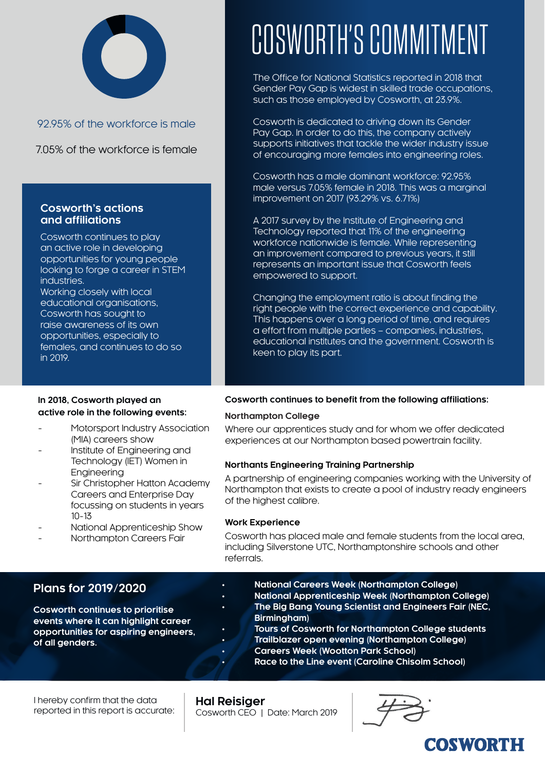92.95% of the workforce is male

7.05% of the workforce is female

## Cosworth's actions and affiliations

Cosworth continues to play an active role in developing opportunities for young people looking to forge a career in STEM industries.
Working closely with local educational organisations, Cosworth has sought to raise awareness of its own opportunities, especially to females, and continues to do so in 2019.

# COSWORTH'S COMMITMENT

The Office for National Statistics reported in 2018 that Gender Pay Gap is widest in skilled trade occupations, such as those employed by Cosworth, at 23.9%.

Cosworth is dedicated to driving down its Gender Pay Gap. In order to do this, the company actively supports initiatives that tackle the wider industry issue of encouraging more females into engineering roles.

Cosworth has a male dominant workforce: 92.95% male versus 7.05% female in 2018. This was a marginal improvement on 2017 (93.29% vs. 6.71%)

A 2017 survey by the Institute of Engineering and Technology reported that 11% of the engineering workforce nationwide is female. While representing an improvement compared to previous years, it still represents an important issue that Cosworth feels empowered to support.

Changing the employment ratio is about finding the right people with the correct experience and capability. This happens over a long period of time, and requires a effort from multiple parties – companies, industries, educational institutes and the government. Cosworth is keen to play its part.

**In 2018, Cosworth played an active role in the following events:**

- Motorsport Industry Association (MIA) careers show
- Institute of Engineering and Technology (IET) Women in Engineering
- Sir Christopher Hatton Academy Careers and Enterprise Day focussing on students in years 10-13
- National Apprenticeship Show
- Northampton Careers Fair

**Cosworth continues to benefit from the following affiliations:**

**Northampton College**

Where our apprentices study and for whom we offer dedicated experiences at our Northampton based powertrain facility.

**Northants Engineering Training Partnership**

A partnership of engineering companies working with the University of Northampton that exists to create a pool of industry ready engineers of the highest calibre.

**Work Experience**

Cosworth has placed male and female students from the local area, including Silverstone UTC, Northamptonshire schools and other referrals.

## Plans for 2019/2020

**Cosworth continues to prioritise events where it can highlight career opportunities for aspiring engineers, of all genders.**

- **National Careers Week (Northampton College)**
- **National Apprenticeship Week (Northampton College)**
- **The Big Bang Young Scientist and Engineers Fair (NEC, Birmingham)**
- **Tours of Cosworth for Northampton College students**
- **Trailblazer open evening (Northampton College)**
- **Careers Week (Wootton Park School)**
- **Race to the Line event (Caroline Chisolm School)**

I hereby confirm that the data reported in this report is accurate:

**Hal Reisiger**
Cosworth CEO | Date: March 2019

COSWORTH